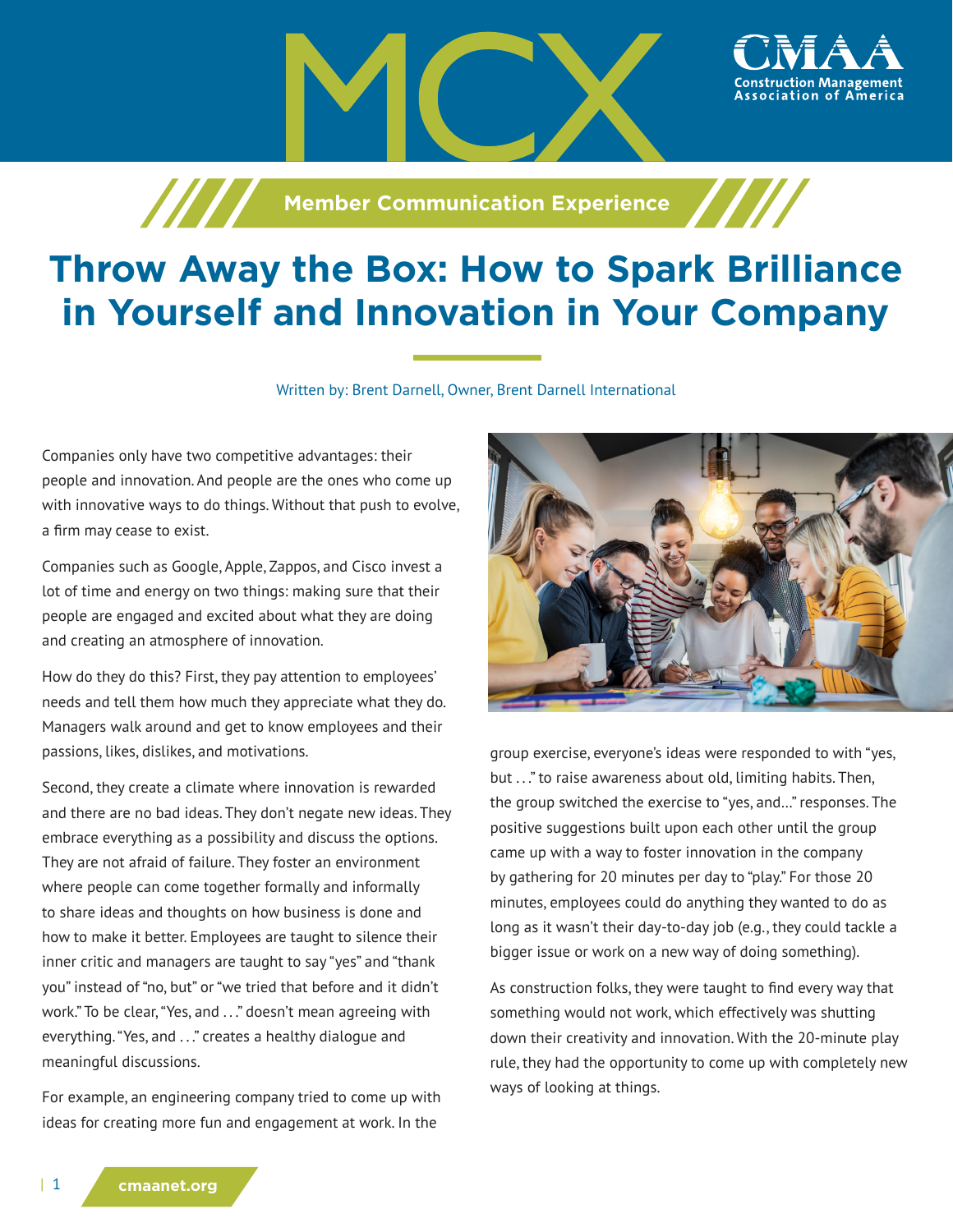# Throw Away the Box: How to Spark Brilliance in Yourself and Innovation in Your Company

Written by: Brent Darnell, Owner, Brent Darnell International

Companies only have two competitive advantages: their people and innovation. And people are the ones who come up with innovative ways to do things. Without that push to evolve, a firm may cease to exist.

Companies such as Google, Apple, Zappos, and Cisco invest a lot of time and energy on two things: making sure that their people are engaged and excited about what they are doing and creating an atmosphere of innovation.

How do they do this? First, they pay attention to employees' needs and tell them how much they appreciate what they do. Managers walk around and get to know employees and their passions, likes, dislikes, and motivations.

Second, they create a climate where innovation is rewarded and there are no bad ideas. They don't negate new ideas. They embrace everything as a possibility and discuss the options. They are not afraid of failure. They foster an environment where people can come together formally and informally to share ideas and thoughts on how business is done and how to make it better. Employees are taught to silence their inner critic and managers are taught to say "yes" and "thank you" instead of "no, but" or "we tried that before and it didn't work." To be clear, "Yes, and . . ." doesn't mean agreeing with everything. "Yes, and . . ." creates a healthy dialogue and meaningful discussions.

For example, an engineering company tried to come up with ideas for creating more fun and engagement at work. In the group exercise, everyone's ideas were responded to with "yes, but . . ." to raise awareness about old, limiting habits. Then, the group switched the exercise to "yes, and…" responses. The positive suggestions built upon each other until the group came up with a way to foster innovation in the company by gathering for 20 minutes per day to "play." For those 20 minutes, employees could do anything they wanted to do as long as it wasn't their day-to-day job (e.g., they could tackle a bigger issue or work on a new way of doing something).

As construction folks, they were taught to find every way that something would not work, which effectively was shutting down their creativity and innovation. With the 20-minute play rule, they had the opportunity to come up with completely new ways of looking at things.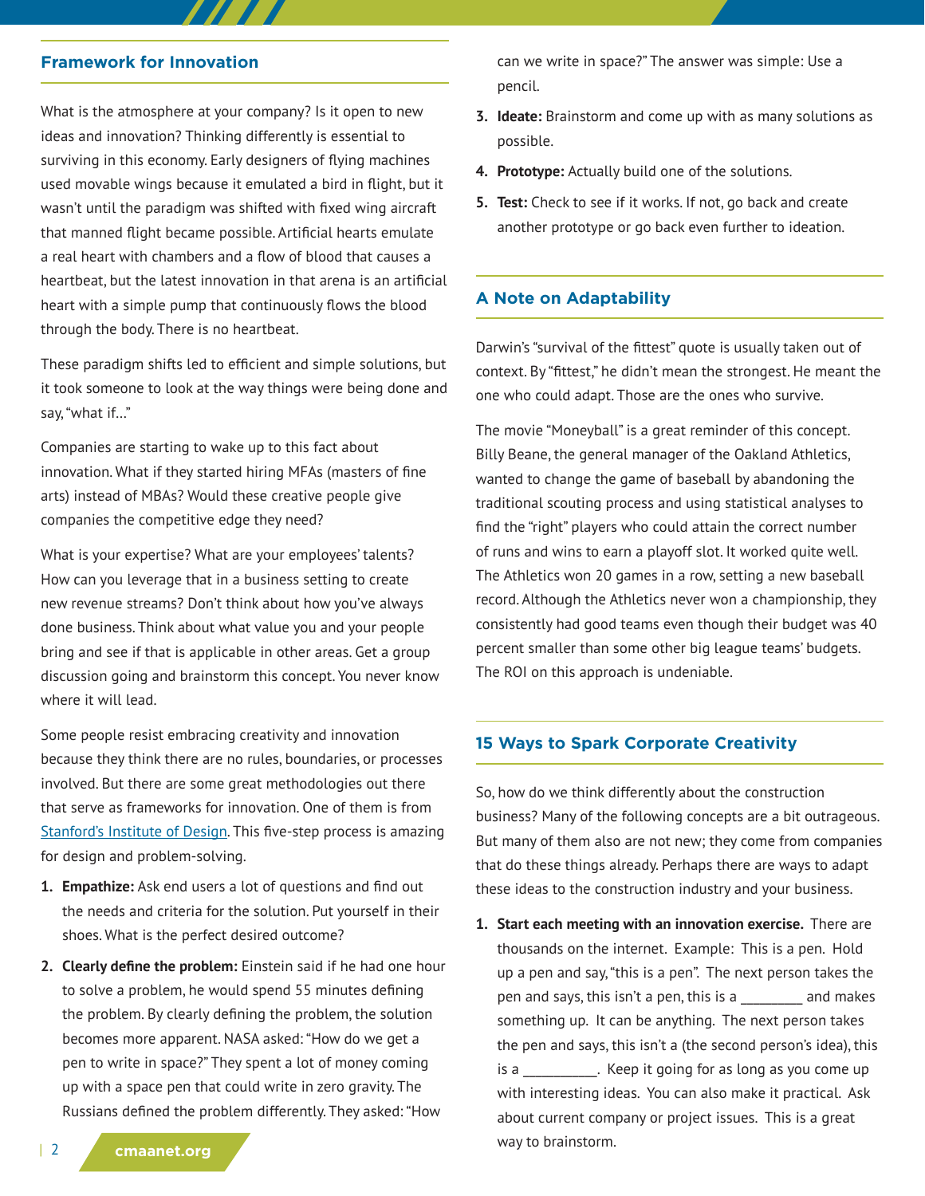## Framework for Innovation

What is the atmosphere at your company? Is it open to new ideas and innovation? Thinking differently is essential to surviving in this economy. Early designers of flying machines used movable wings because it emulated a bird in flight, but it wasn't until the paradigm was shifted with fixed wing aircraft that manned flight became possible. Artificial hearts emulate a real heart with chambers and a flow of blood that causes a heartbeat, but the latest innovation in that arena is an artificial heart with a simple pump that continuously flows the blood through the body. There is no heartbeat.

These paradigm shifts led to efficient and simple solutions, but it took someone to look at the way things were being done and say, "what if…"

Companies are starting to wake up to this fact about innovation. What if they started hiring MFAs (masters of fine arts) instead of MBAs? Would these creative people give companies the competitive edge they need?

What is your expertise? What are your employees' talents? How can you leverage that in a business setting to create new revenue streams? Don't think about how you've always done business. Think about what value you and your people bring and see if that is applicable in other areas. Get a group discussion going and brainstorm this concept. You never know where it will lead.

Some people resist embracing creativity and innovation because they think there are no rules, boundaries, or processes involved. But there are some great methodologies out there that serve as frameworks for innovation. One of them is from Stanford's Institute of Design. This five-step process is amazing for design and problem-solving.

1. **Empathize:** Ask end users a lot of questions and find out the needs and criteria for the solution. Put yourself in their shoes. What is the perfect desired outcome?
2. **Clearly define the problem:** Einstein said if he had one hour to solve a problem, he would spend 55 minutes defining the problem. By clearly defining the problem, the solution becomes more apparent. NASA asked: "How do we get a pen to write in space?" They spent a lot of money coming up with a space pen that could write in zero gravity. The Russians defined the problem differently. They asked: "How can we write in space?" The answer was simple: Use a pencil.
3. **Ideate:** Brainstorm and come up with as many solutions as possible.
4. **Prototype:** Actually build one of the solutions.
5. **Test:** Check to see if it works. If not, go back and create another prototype or go back even further to ideation.

## A Note on Adaptability

Darwin's "survival of the fittest" quote is usually taken out of context. By "fittest," he didn't mean the strongest. He meant the one who could adapt. Those are the ones who survive.

The movie "Moneyball" is a great reminder of this concept. Billy Beane, the general manager of the Oakland Athletics, wanted to change the game of baseball by abandoning the traditional scouting process and using statistical analyses to find the "right" players who could attain the correct number of runs and wins to earn a playoff slot. It worked quite well. The Athletics won 20 games in a row, setting a new baseball record. Although the Athletics never won a championship, they consistently had good teams even though their budget was 40 percent smaller than some other big league teams' budgets. The ROI on this approach is undeniable.

## 15 Ways to Spark Corporate Creativity

So, how do we think differently about the construction business? Many of the following concepts are a bit outrageous. But many of them also are not new; they come from companies that do these things already. Perhaps there are ways to adapt these ideas to the construction industry and your business.

1. **Start each meeting with an innovation exercise.** There are thousands on the internet. Example: This is a pen. Hold up a pen and say, "this is a pen". The next person takes the pen and says, this isn't a pen, this is a ________ and makes something up. It can be anything. The next person takes the pen and says, this isn't a (the second person's idea), this is a __________. Keep it going for as long as you come up with interesting ideas. You can also make it practical. Ask about current company or project issues. This is a great way to brainstorm.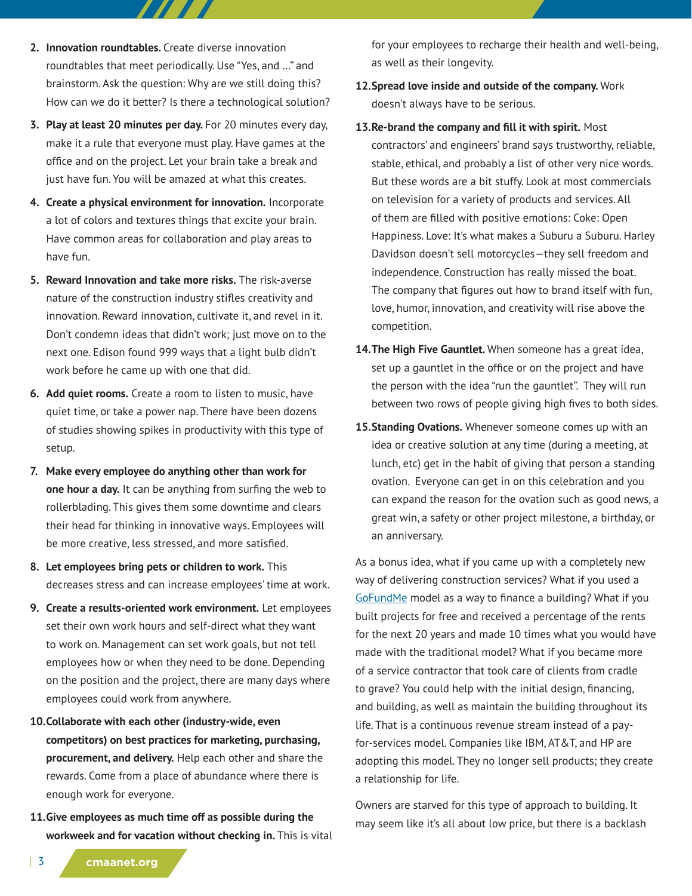2. **Innovation roundtables.** Create diverse innovation roundtables that meet periodically. Use "Yes, and ..." and brainstorm. Ask the question: Why are we still doing this? How can we do it better? Is there a technological solution?
3. **Play at least 20 minutes per day.** For 20 minutes every day, make it a rule that everyone must play. Have games at the office and on the project. Let your brain take a break and just have fun. You will be amazed at what this creates.
4. **Create a physical environment for innovation.** Incorporate a lot of colors and textures things that excite your brain. Have common areas for collaboration and play areas to have fun.
5. **Reward Innovation and take more risks.** The risk-averse nature of the construction industry stifles creativity and innovation. Reward innovation, cultivate it, and revel in it. Don't condemn ideas that didn't work; just move on to the next one. Edison found 999 ways that a light bulb didn't work before he came up with one that did.
6. **Add quiet rooms.** Create a room to listen to music, have quiet time, or take a power nap. There have been dozens of studies showing spikes in productivity with this type of setup.
7. **Make every employee do anything other than work for one hour a day.** It can be anything from surfing the web to rollerblading. This gives them some downtime and clears their head for thinking in innovative ways. Employees will be more creative, less stressed, and more satisfied.
8. **Let employees bring pets or children to work.** This decreases stress and can increase employees' time at work.
9. **Create a results-oriented work environment.** Let employees set their own work hours and self-direct what they want to work on. Management can set work goals, but not tell employees how or when they need to be done. Depending on the position and the project, there are many days where employees could work from anywhere.
10. **Collaborate with each other (industry-wide, even competitors) on best practices for marketing, purchasing, procurement, and delivery.** Help each other and share the rewards. Come from a place of abundance where there is enough work for everyone.
11. **Give employees as much time off as possible during the workweek and for vacation without checking in.** This is vital for your employees to recharge their health and well-being, as well as their longevity.
12. **Spread love inside and outside of the company.** Work doesn't always have to be serious.
13. **Re-brand the company and fill it with spirit.** Most contractors' and engineers' brand says trustworthy, reliable, stable, ethical, and probably a list of other very nice words. But these words are a bit stuffy. Look at most commercials on television for a variety of products and services. All of them are filled with positive emotions: Coke: Open Happiness. Love: It's what makes a Suburu a Suburu. Harley Davidson doesn't sell motorcycles—they sell freedom and independence. Construction has really missed the boat. The company that figures out how to brand itself with fun, love, humor, innovation, and creativity will rise above the competition.
14. **The High Five Gauntlet.** When someone has a great idea, set up a gauntlet in the office or on the project and have the person with the idea "run the gauntlet". They will run between two rows of people giving high fives to both sides.
15. **Standing Ovations.** Whenever someone comes up with an idea or creative solution at any time (during a meeting, at lunch, etc) get in the habit of giving that person a standing ovation. Everyone can get in on this celebration and you can expand the reason for the ovation such as good news, a great win, a safety or other project milestone, a birthday, or an anniversary.

As a bonus idea, what if you came up with a completely new way of delivering construction services? What if you used a GoFundMe model as a way to finance a building? What if you built projects for free and received a percentage of the rents for the next 20 years and made 10 times what you would have made with the traditional model? What if you became more of a service contractor that took care of clients from cradle to grave? You could help with the initial design, financing, and building, as well as maintain the building throughout its life. That is a continuous revenue stream instead of a pay-for-services model. Companies like IBM, AT&T, and HP are adopting this model. They no longer sell products; they create a relationship for life.

Owners are starved for this type of approach to building. It may seem like it's all about low price, but there is a backlash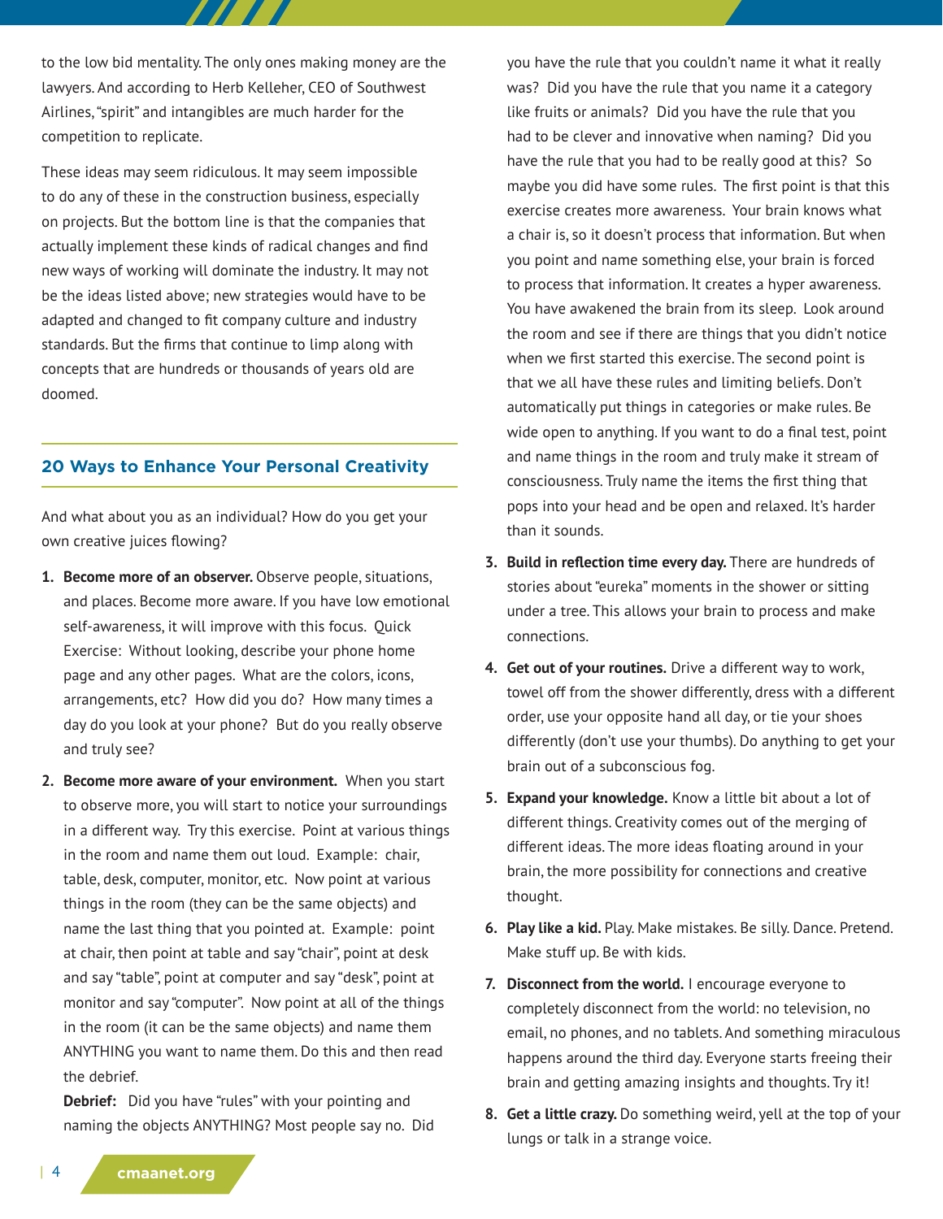to the low bid mentality. The only ones making money are the lawyers. And according to Herb Kelleher, CEO of Southwest Airlines, "spirit" and intangibles are much harder for the competition to replicate.

These ideas may seem ridiculous. It may seem impossible to do any of these in the construction business, especially on projects. But the bottom line is that the companies that actually implement these kinds of radical changes and find new ways of working will dominate the industry. It may not be the ideas listed above; new strategies would have to be adapted and changed to fit company culture and industry standards. But the firms that continue to limp along with concepts that are hundreds or thousands of years old are doomed.

## 20 Ways to Enhance Your Personal Creativity

And what about you as an individual? How do you get your own creative juices flowing?

1. **Become more of an observer.** Observe people, situations, and places. Become more aware. If you have low emotional self-awareness, it will improve with this focus. Quick Exercise: Without looking, describe your phone home page and any other pages. What are the colors, icons, arrangements, etc? How did you do? How many times a day do you look at your phone? But do you really observe and truly see?

2. **Become more aware of your environment.** When you start to observe more, you will start to notice your surroundings in a different way. Try this exercise. Point at various things in the room and name them out loud. Example: chair, table, desk, computer, monitor, etc. Now point at various things in the room (they can be the same objects) and name the last thing that you pointed at. Example: point at chair, then point at table and say "chair", point at desk and say "table", point at computer and say "desk", point at monitor and say "computer". Now point at all of the things in the room (it can be the same objects) and name them ANYTHING you want to name them. Do this and then read the debrief.

   **Debrief:** Did you have "rules" with your pointing and naming the objects ANYTHING? Most people say no. Did you have the rule that you couldn't name it what it really was? Did you have the rule that you name it a category like fruits or animals? Did you have the rule that you had to be clever and innovative when naming? Did you have the rule that you had to be really good at this? So maybe you did have some rules. The first point is that this exercise creates more awareness. Your brain knows what a chair is, so it doesn't process that information. But when you point and name something else, your brain is forced to process that information. It creates a hyper awareness. You have awakened the brain from its sleep. Look around the room and see if there are things that you didn't notice when we first started this exercise. The second point is that we all have these rules and limiting beliefs. Don't automatically put things in categories or make rules. Be wide open to anything. If you want to do a final test, point and name things in the room and truly make it stream of consciousness. Truly name the items the first thing that pops into your head and be open and relaxed. It's harder than it sounds.

3. **Build in reflection time every day.** There are hundreds of stories about "eureka" moments in the shower or sitting under a tree. This allows your brain to process and make connections.

4. **Get out of your routines.** Drive a different way to work, towel off from the shower differently, dress with a different order, use your opposite hand all day, or tie your shoes differently (don't use your thumbs). Do anything to get your brain out of a subconscious fog.

5. **Expand your knowledge.** Know a little bit about a lot of different things. Creativity comes out of the merging of different ideas. The more ideas floating around in your brain, the more possibility for connections and creative thought.

6. **Play like a kid.** Play. Make mistakes. Be silly. Dance. Pretend. Make stuff up. Be with kids.

7. **Disconnect from the world.** I encourage everyone to completely disconnect from the world: no television, no email, no phones, and no tablets. And something miraculous happens around the third day. Everyone starts freeing their brain and getting amazing insights and thoughts. Try it!

8. **Get a little crazy.** Do something weird, yell at the top of your lungs or talk in a strange voice.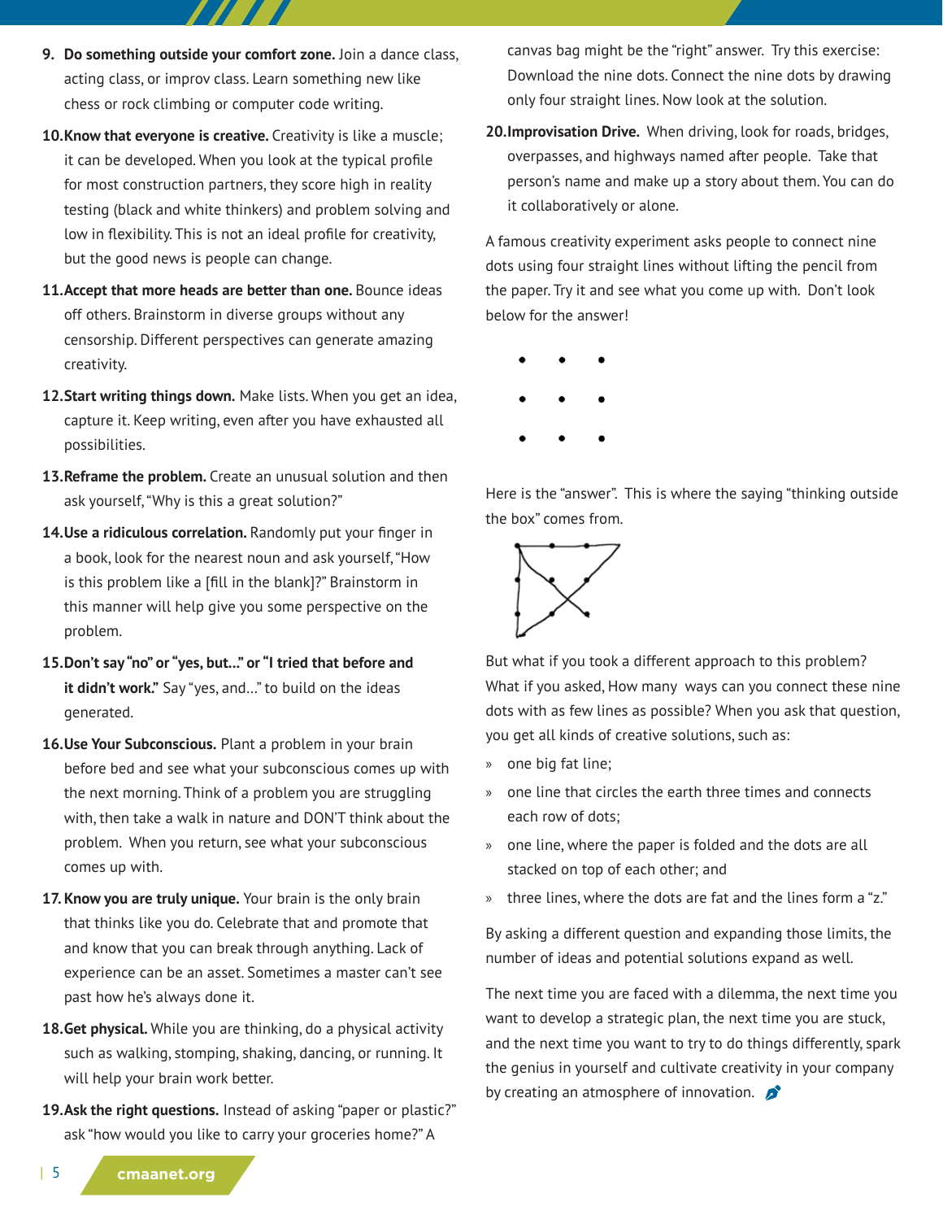9. **Do something outside your comfort zone.** Join a dance class, acting class, or improv class. Learn something new like chess or rock climbing or computer code writing.

10. **Know that everyone is creative.** Creativity is like a muscle; it can be developed. When you look at the typical profile for most construction partners, they score high in reality testing (black and white thinkers) and problem solving and low in flexibility. This is not an ideal profile for creativity, but the good news is people can change.

11. **Accept that more heads are better than one.** Bounce ideas off others. Brainstorm in diverse groups without any censorship. Different perspectives can generate amazing creativity.

12. **Start writing things down.** Make lists. When you get an idea, capture it. Keep writing, even after you have exhausted all possibilities.

13. **Reframe the problem.** Create an unusual solution and then ask yourself, "Why is this a great solution?"

14. **Use a ridiculous correlation.** Randomly put your finger in a book, look for the nearest noun and ask yourself, "How is this problem like a [fill in the blank]?" Brainstorm in this manner will help give you some perspective on the problem.

15. **Don't say "no" or "yes, but..." or "I tried that before and it didn't work."** Say "yes, and..." to build on the ideas generated.

16. **Use Your Subconscious.** Plant a problem in your brain before bed and see what your subconscious comes up with the next morning. Think of a problem you are struggling with, then take a walk in nature and DON'T think about the problem. When you return, see what your subconscious comes up with.

17. **Know you are truly unique.** Your brain is the only brain that thinks like you do. Celebrate that and promote that and know that you can break through anything. Lack of experience can be an asset. Sometimes a master can't see past how he's always done it.

18. **Get physical.** While you are thinking, do a physical activity such as walking, stomping, shaking, dancing, or running. It will help your brain work better.

19. **Ask the right questions.** Instead of asking "paper or plastic?" ask "how would you like to carry your groceries home?" A canvas bag might be the "right" answer. Try this exercise: Download the nine dots. Connect the nine dots by drawing only four straight lines. Now look at the solution.

20. **Improvisation Drive.** When driving, look for roads, bridges, overpasses, and highways named after people. Take that person's name and make up a story about them. You can do it collaboratively or alone.

A famous creativity experiment asks people to connect nine dots using four straight lines without lifting the pencil from the paper. Try it and see what you come up with. Don't look below for the answer!

Here is the "answer". This is where the saying "thinking outside the box" comes from.

But what if you took a different approach to this problem? What if you asked, How many ways can you connect these nine dots with as few lines as possible? When you ask that question, you get all kinds of creative solutions, such as:

- one big fat line;
- one line that circles the earth three times and connects each row of dots;
- one line, where the paper is folded and the dots are all stacked on top of each other; and
- three lines, where the dots are fat and the lines form a "z."

By asking a different question and expanding those limits, the number of ideas and potential solutions expand as well.

The next time you are faced with a dilemma, the next time you want to develop a strategic plan, the next time you are stuck, and the next time you want to try to do things differently, spark the genius in yourself and cultivate creativity in your company by creating an atmosphere of innovation.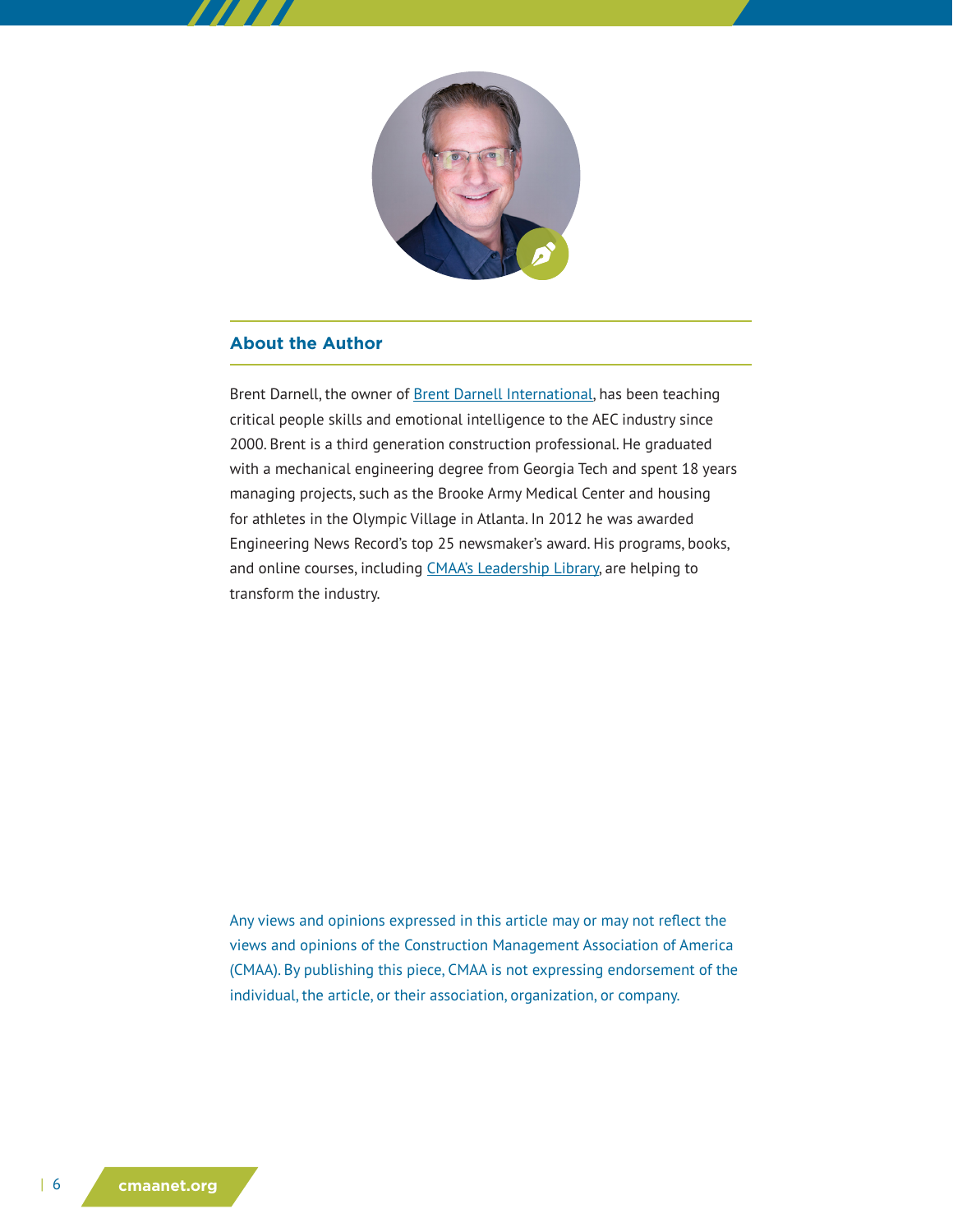## About the Author

Brent Darnell, the owner of Brent Darnell International, has been teaching critical people skills and emotional intelligence to the AEC industry since 2000. Brent is a third generation construction professional. He graduated with a mechanical engineering degree from Georgia Tech and spent 18 years managing projects, such as the Brooke Army Medical Center and housing for athletes in the Olympic Village in Atlanta. In 2012 he was awarded Engineering News Record's top 25 newsmaker's award. His programs, books, and online courses, including CMAA's Leadership Library, are helping to transform the industry.

Any views and opinions expressed in this article may or may not reflect the views and opinions of the Construction Management Association of America (CMAA). By publishing this piece, CMAA is not expressing endorsement of the individual, the article, or their association, organization, or company.